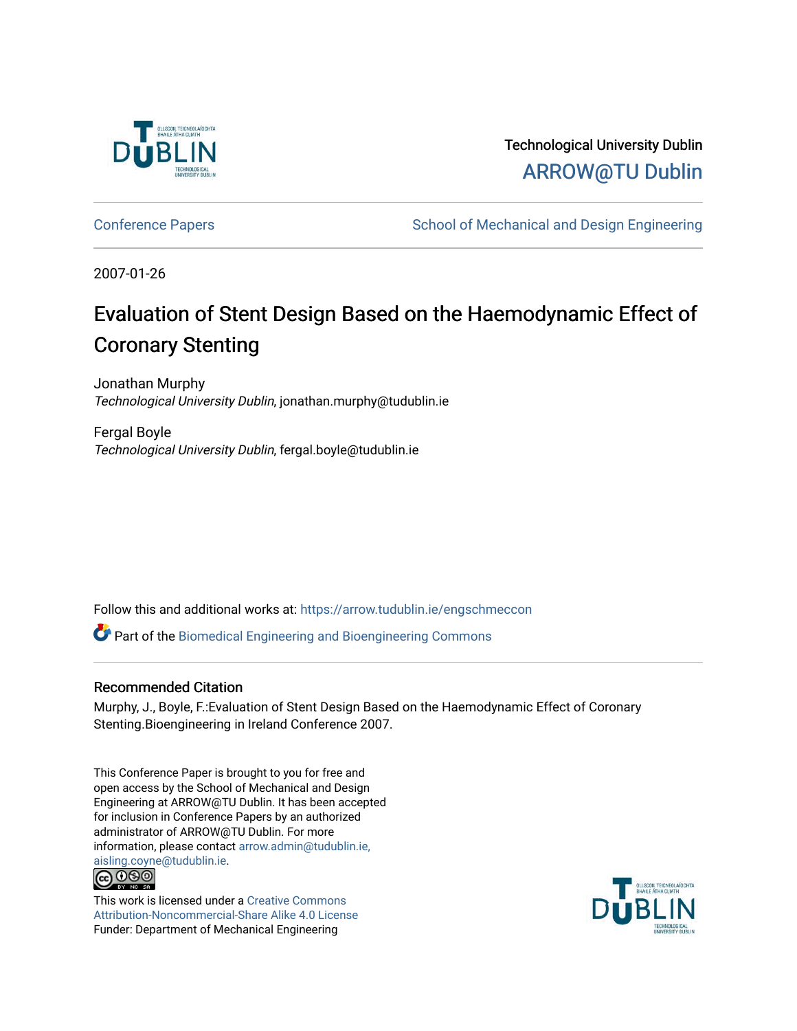Technological University Dublin

ARROW@TU Dublin

Conference Papers

School of Mechanical and Design Engineering

2007-01-26

# Evaluation of Stent Design Based on the Haemodynamic Effect of Coronary Stenting

Jonathan Murphy
*Technological University Dublin*, jonathan.murphy@tudublin.ie

Fergal Boyle
*Technological University Dublin*, fergal.boyle@tudublin.ie

Follow this and additional works at: https://arrow.tudublin.ie/engschmeccon

Part of the Biomedical Engineering and Bioengineering Commons

## Recommended Citation

Murphy, J., Boyle, F.:Evaluation of Stent Design Based on the Haemodynamic Effect of Coronary Stenting.Bioengineering in Ireland Conference 2007.

This Conference Paper is brought to you for free and open access by the School of Mechanical and Design Engineering at ARROW@TU Dublin. It has been accepted for inclusion in Conference Papers by an authorized administrator of ARROW@TU Dublin. For more information, please contact arrow.admin@tudublin.ie, aisling.coyne@tudublin.ie.

This work is licensed under a Creative Commons Attribution-Noncommercial-Share Alike 4.0 License
Funder: Department of Mechanical Engineering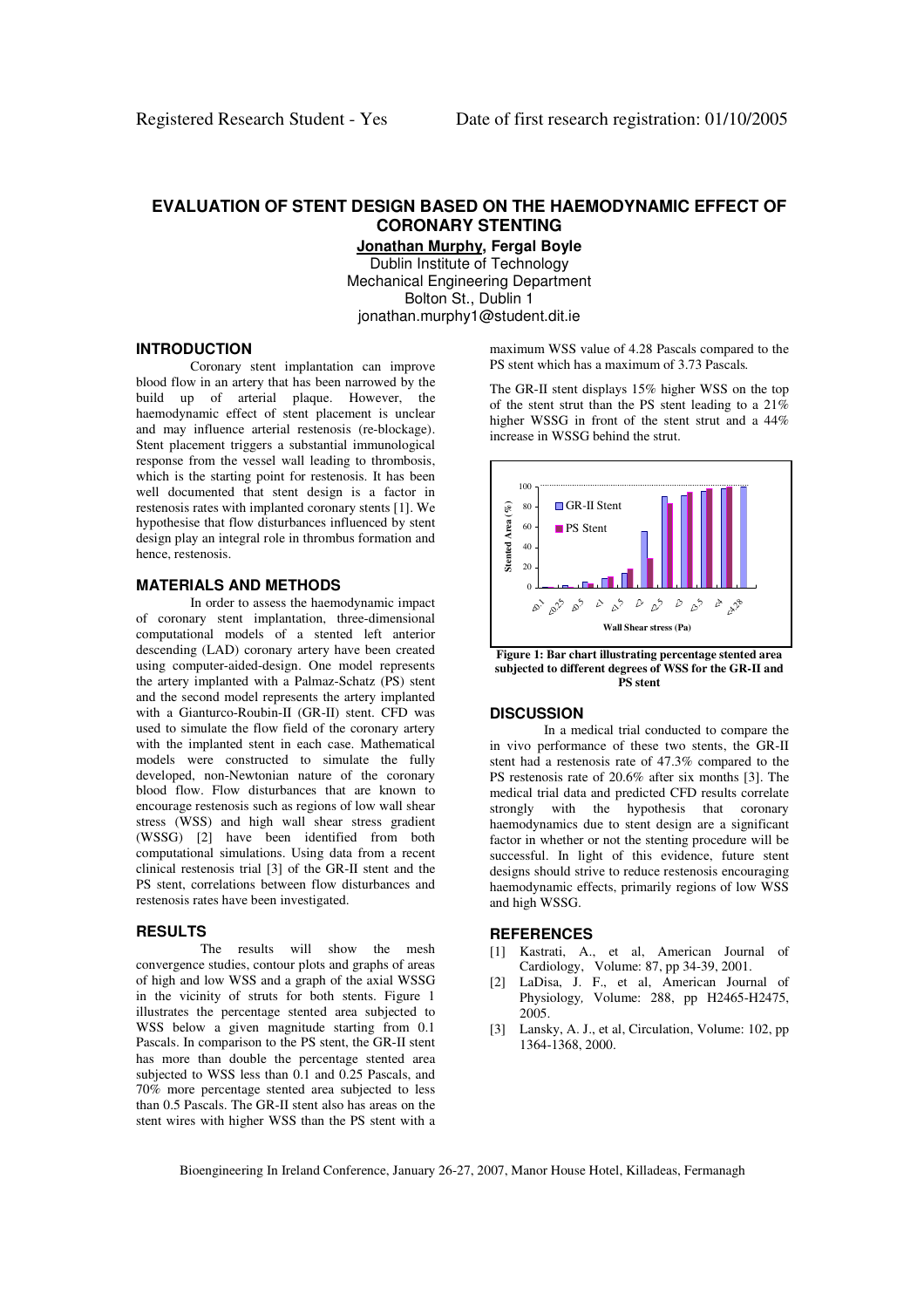Registered Research Student - Yes Date of first research registration: 01/10/2005

# EVALUATION OF STENT DESIGN BASED ON THE HAEMODYNAMIC EFFECT OF CORONARY STENTING

**Jonathan Murphy, Fergal Boyle**

Dublin Institute of Technology
Mechanical Engineering Department
Bolton St., Dublin 1
jonathan.murphy1@student.dit.ie

## INTRODUCTION

Coronary stent implantation can improve blood flow in an artery that has been narrowed by the build up of arterial plaque. However, the haemodynamic effect of stent placement is unclear and may influence arterial restenosis (re-blockage). Stent placement triggers a substantial immunological response from the vessel wall leading to thrombosis, which is the starting point for restenosis. It has been well documented that stent design is a factor in restenosis rates with implanted coronary stents [1]. We hypothesise that flow disturbances influenced by stent design play an integral role in thrombus formation and hence, restenosis.

## MATERIALS AND METHODS

In order to assess the haemodynamic impact of coronary stent implantation, three-dimensional computational models of a stented left anterior descending (LAD) coronary artery have been created using computer-aided-design. One model represents the artery implanted with a Palmaz-Schatz (PS) stent and the second model represents the artery implanted with a Gianturco-Roubin-II (GR-II) stent. CFD was used to simulate the flow field of the coronary artery with the implanted stent in each case. Mathematical models were constructed to simulate the fully developed, non-Newtonian nature of the coronary blood flow. Flow disturbances that are known to encourage restenosis such as regions of low wall shear stress (WSS) and high wall shear stress gradient (WSSG) [2] have been identified from both computational simulations. Using data from a recent clinical restenosis trial [3] of the GR-II stent and the PS stent, correlations between flow disturbances and restenosis rates have been investigated.

## RESULTS

The results will show the mesh convergence studies, contour plots and graphs of areas of high and low WSS and a graph of the axial WSSG in the vicinity of struts for both stents. Figure 1 illustrates the percentage stented area subjected to WSS below a given magnitude starting from 0.1 Pascals. In comparison to the PS stent, the GR-II stent has more than double the percentage stented area subjected to WSS less than 0.1 and 0.25 Pascals, and 70% more percentage stented area subjected to less than 0.5 Pascals. The GR-II stent also has areas on the stent wires with higher WSS than the PS stent with a maximum WSS value of 4.28 Pascals compared to the PS stent which has a maximum of 3.73 Pascals.

The GR-II stent displays 15% higher WSS on the top of the stent strut than the PS stent leading to a 21% higher WSSG in front of the stent strut and a 44% increase in WSSG behind the strut.

Stented Area (%)
100
80
60
40
20
0
GR-II Stent
PS Stent
<0.1 <0.25 <0.5 <1 <1.5 <2 <2.5 <3 <3.5 <4 <4.28
Wall Shear stress (Pa)

**Figure 1: Bar chart illustrating percentage stented area subjected to different degrees of WSS for the GR-II and PS stent**

## DISCUSSION

In a medical trial conducted to compare the in vivo performance of these two stents, the GR-II stent had a restenosis rate of 47.3% compared to the PS restenosis rate of 20.6% after six months [3]. The medical trial data and predicted CFD results correlate strongly with the hypothesis that coronary haemodynamics due to stent design are a significant factor in whether or not the stenting procedure will be successful. In light of this evidence, future stent designs should strive to reduce restenosis encouraging haemodynamic effects, primarily regions of low WSS and high WSSG.

## REFERENCES

[1] Kastrati, A., et al, American Journal of Cardiology, Volume: 87, pp 34-39, 2001.

[2] LaDisa, J. F., et al, American Journal of Physiology, Volume: 288, pp H2465-H2475, 2005.

[3] Lansky, A. J., et al, Circulation, Volume: 102, pp 1364-1368, 2000.

Bioengineering In Ireland Conference, January 26-27, 2007, Manor House Hotel, Killadeas, Fermanagh